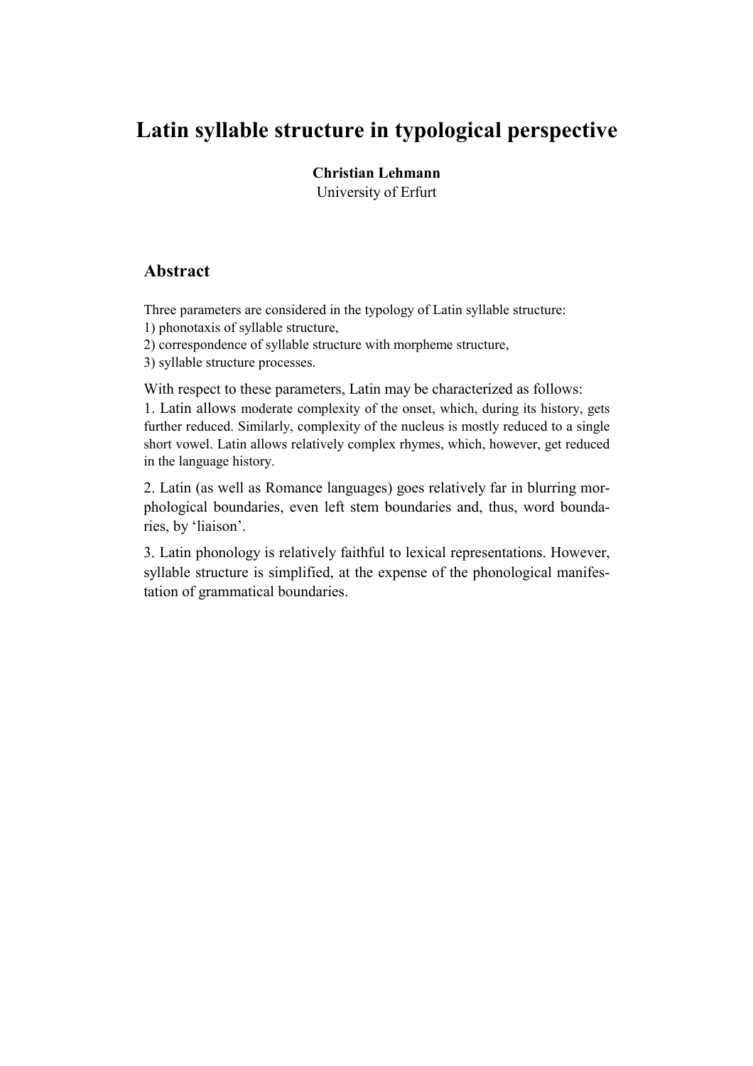# Latin syllable structure in typological perspective

**Christian Lehmann**
University of Erfurt

## Abstract

Three parameters are considered in the typology of Latin syllable structure:
1) phonotaxis of syllable structure,
2) correspondence of syllable structure with morpheme structure,
3) syllable structure processes.

With respect to these parameters, Latin may be characterized as follows:
1. Latin allows moderate complexity of the onset, which, during its history, gets further reduced. Similarly, complexity of the nucleus is mostly reduced to a single short vowel. Latin allows relatively complex rhymes, which, however, get reduced in the language history.

2. Latin (as well as Romance languages) goes relatively far in blurring morphological boundaries, even left stem boundaries and, thus, word boundaries, by 'liaison'.

3. Latin phonology is relatively faithful to lexical representations. However, syllable structure is simplified, at the expense of the phonological manifestation of grammatical boundaries.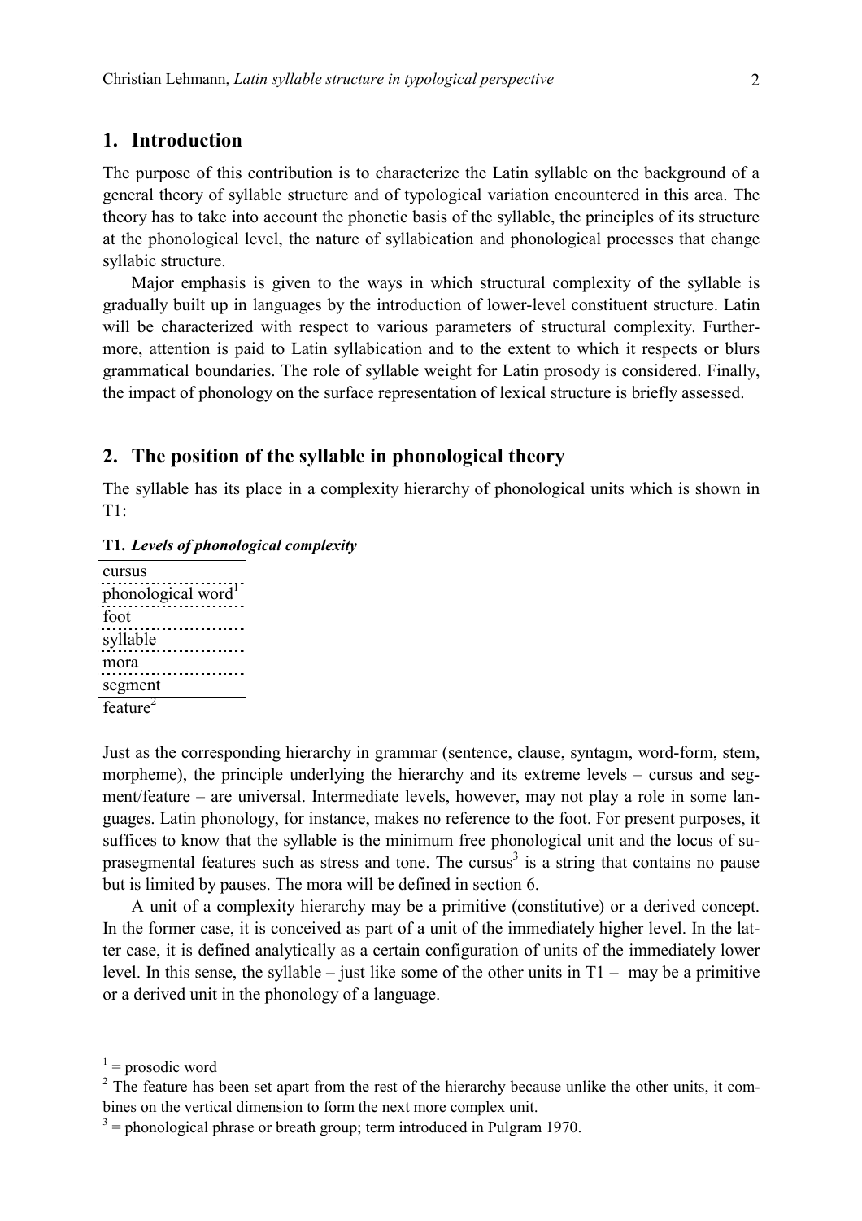## 1. Introduction

The purpose of this contribution is to characterize the Latin syllable on the background of a general theory of syllable structure and of typological variation encountered in this area. The theory has to take into account the phonetic basis of the syllable, the principles of its structure at the phonological level, the nature of syllabication and phonological processes that change syllabic structure.

Major emphasis is given to the ways in which structural complexity of the syllable is gradually built up in languages by the introduction of lower-level constituent structure. Latin will be characterized with respect to various parameters of structural complexity. Furthermore, attention is paid to Latin syllabication and to the extent to which it respects or blurs grammatical boundaries. The role of syllable weight for Latin prosody is considered. Finally, the impact of phonology on the surface representation of lexical structure is briefly assessed.

## 2. The position of the syllable in phonological theory

The syllable has its place in a complexity hierarchy of phonological units which is shown in T1:

**T1.** ***Levels of phonological complexity***

| cursus |
|---|
| phonological word[1] |
| foot |
| syllable |
| mora |
| segment |
| feature[2] |

Just as the corresponding hierarchy in grammar (sentence, clause, syntagm, word-form, stem, morpheme), the principle underlying the hierarchy and its extreme levels – cursus and segment/feature – are universal. Intermediate levels, however, may not play a role in some languages. Latin phonology, for instance, makes no reference to the foot. For present purposes, it suffices to know that the syllable is the minimum free phonological unit and the locus of suprasegmental features such as stress and tone. The cursus[3] is a string that contains no pause but is limited by pauses. The mora will be defined in section 6.

A unit of a complexity hierarchy may be a primitive (constitutive) or a derived concept. In the former case, it is conceived as part of a unit of the immediately higher level. In the latter case, it is defined analytically as a certain configuration of units of the immediately lower level. In this sense, the syllable – just like some of the other units in T1 – may be a primitive or a derived unit in the phonology of a language.

---

[1] = prosodic word

[2] The feature has been set apart from the rest of the hierarchy because unlike the other units, it combines on the vertical dimension to form the next more complex unit.

[3] = phonological phrase or breath group; term introduced in Pulgram 1970.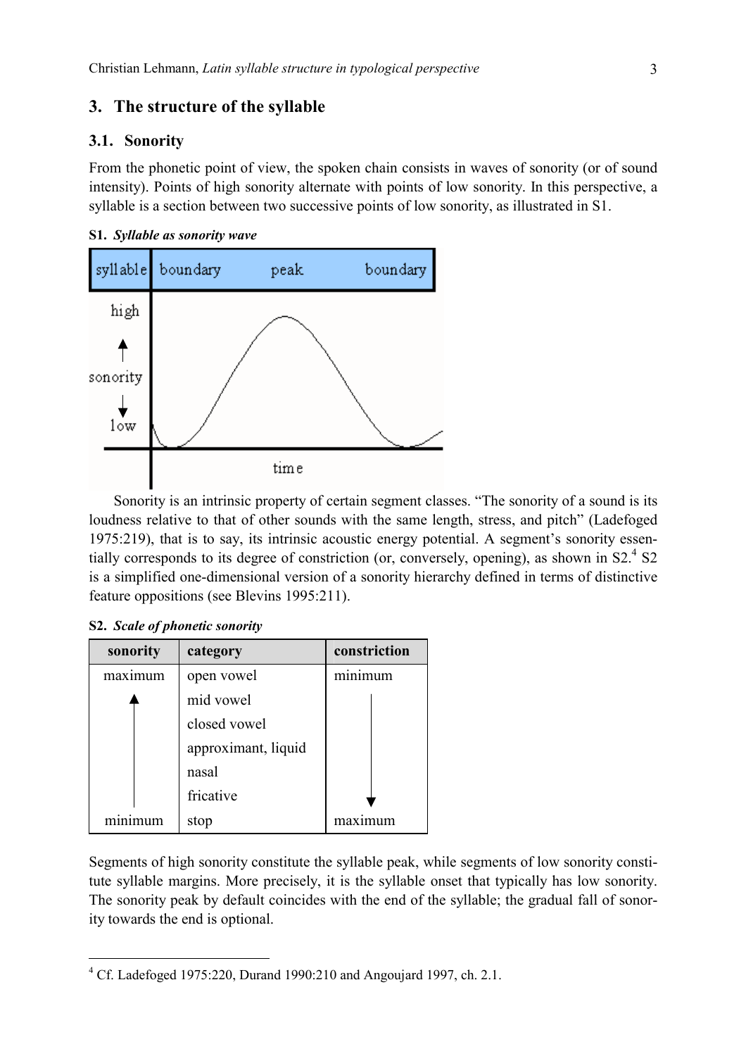## 3. The structure of the syllable

### 3.1. Sonority

From the phonetic point of view, the spoken chain consists in waves of sonority (or of sound intensity). Points of high sonority alternate with points of low sonority. In this perspective, a syllable is a section between two successive points of low sonority, as illustrated in S1.

**S1.** ***Syllable as sonority wave***

Sonority is an intrinsic property of certain segment classes. "The sonority of a sound is its loudness relative to that of other sounds with the same length, stress, and pitch" (Ladefoged 1975:219), that is to say, its intrinsic acoustic energy potential. A segment's sonority essentially corresponds to its degree of constriction (or, conversely, opening), as shown in S2.[4] S2 is a simplified one-dimensional version of a sonority hierarchy defined in terms of distinctive feature oppositions (see Blevins 1995:211).

**S2.** ***Scale of phonetic sonority***

| sonority | category | constriction |
|---|---|---|
| maximum | open vowel | minimum |
| ↑ | mid vowel | ↓ |
| | closed vowel | |
| | approximant, liquid | |
| | nasal | |
| | fricative | |
| minimum | stop | maximum |

Segments of high sonority constitute the syllable peak, while segments of low sonority constitute syllable margins. More precisely, it is the syllable onset that typically has low sonority. The sonority peak by default coincides with the end of the syllable; the gradual fall of sonority towards the end is optional.

---

[4] Cf. Ladefoged 1975:220, Durand 1990:210 and Angoujard 1997, ch. 2.1.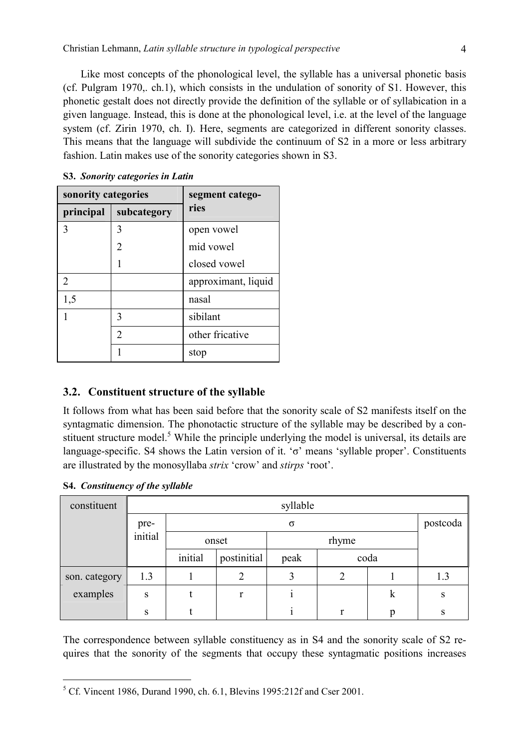Like most concepts of the phonological level, the syllable has a universal phonetic basis (cf. Pulgram 1970,. ch.1), which consists in the undulation of sonority of S1. However, this phonetic gestalt does not directly provide the definition of the syllable or of syllabication in a given language. Instead, this is done at the phonological level, i.e. at the level of the language system (cf. Zirin 1970, ch. I). Here, segments are categorized in different sonority classes. This means that the language will subdivide the continuum of S2 in a more or less arbitrary fashion. Latin makes use of the sonority categories shown in S3.

**S3.** ***Sonority categories in Latin***

| sonority categories | | segment categories |
|---|---|---|
| **principal** | **subcategory** | |
| 3 | 3 | open vowel |
| | 2 | mid vowel |
| | 1 | closed vowel |
| 2 | | approximant, liquid |
| 1,5 | | nasal |
| 1 | 3 | sibilant |
| | 2 | other fricative |
| | 1 | stop |

## 3.2. Constituent structure of the syllable

It follows from what has been said before that the sonority scale of S2 manifests itself on the syntagmatic dimension. The phonotactic structure of the syllable may be described by a constituent structure model.[5] While the principle underlying the model is universal, its details are language-specific. S4 shows the Latin version of it. 'σ' means 'syllable proper'. Constituents are illustrated by the monosyllaba *strix* 'crow' and *stirps* 'root'.

**S4.** ***Constituency of the syllable***

| constituent | syllable | | | | | | |
|---|---|---|---|---|---|---|---|
| | pre-initial | σ | | | | | postcoda |
| | | onset | | rhyme | | | |
| | | initial | postinitial | peak | coda | | |
| son. category | 1.3 | 1 | 2 | 3 | 2 | 1 | 1.3 |
| examples | s | t | r | i | | k | s |
| | s | t | | i | r | p | s |

The correspondence between syllable constituency as in S4 and the sonority scale of S2 requires that the sonority of the segments that occupy these syntagmatic positions increases

---

[5] Cf. Vincent 1986, Durand 1990, ch. 6.1, Blevins 1995:212f and Cser 2001.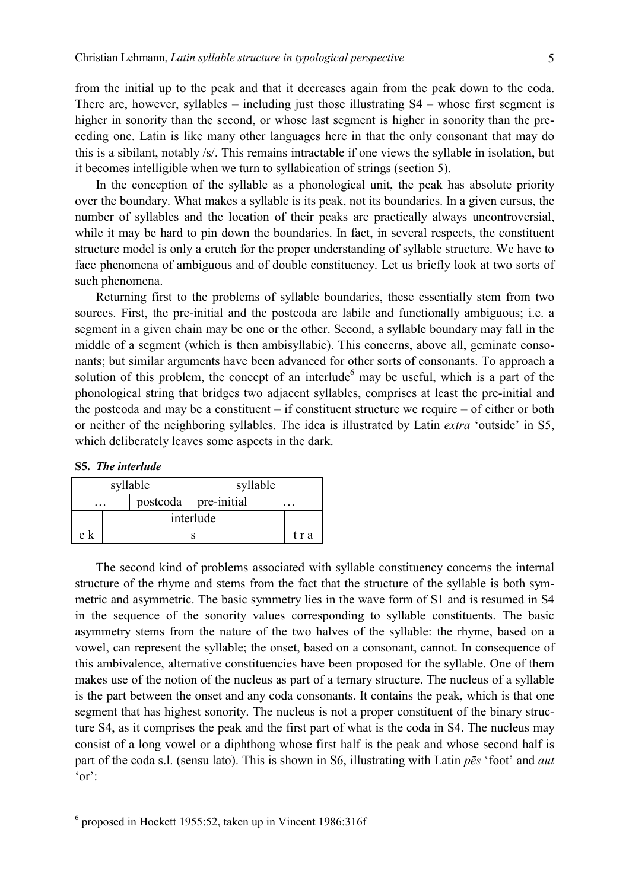from the initial up to the peak and that it decreases again from the peak down to the coda. There are, however, syllables – including just those illustrating S4 – whose first segment is higher in sonority than the second, or whose last segment is higher in sonority than the preceding one. Latin is like many other languages here in that the only consonant that may do this is a sibilant, notably /s/. This remains intractable if one views the syllable in isolation, but it becomes intelligible when we turn to syllabication of strings (section 5).

In the conception of the syllable as a phonological unit, the peak has absolute priority over the boundary. What makes a syllable is its peak, not its boundaries. In a given cursus, the number of syllables and the location of their peaks are practically always uncontroversial, while it may be hard to pin down the boundaries. In fact, in several respects, the constituent structure model is only a crutch for the proper understanding of syllable structure. We have to face phenomena of ambiguous and of double constituency. Let us briefly look at two sorts of such phenomena.

Returning first to the problems of syllable boundaries, these essentially stem from two sources. First, the pre-initial and the postcoda are labile and functionally ambiguous; i.e. a segment in a given chain may be one or the other. Second, a syllable boundary may fall in the middle of a segment (which is then ambisyllabic). This concerns, above all, geminate consonants; but similar arguments have been advanced for other sorts of consonants. To approach a solution of this problem, the concept of an interlude[6] may be useful, which is a part of the phonological string that bridges two adjacent syllables, comprises at least the pre-initial and the postcoda and may be a constituent – if constituent structure we require – of either or both or neither of the neighboring syllables. The idea is illustrated by Latin *extra* 'outside' in S5, which deliberately leaves some aspects in the dark.

**S5.** ***The interlude***

| syllable | | syllable | |
|---|---|---|---|
| … | postcoda | pre-initial | … |
| | interlude | | |
| e k | s | | t r a |

The second kind of problems associated with syllable constituency concerns the internal structure of the rhyme and stems from the fact that the structure of the syllable is both symmetric and asymmetric. The basic symmetry lies in the wave form of S1 and is resumed in S4 in the sequence of the sonority values corresponding to syllable constituents. The basic asymmetry stems from the nature of the two halves of the syllable: the rhyme, based on a vowel, can represent the syllable; the onset, based on a consonant, cannot. In consequence of this ambivalence, alternative constituencies have been proposed for the syllable. One of them makes use of the notion of the nucleus as part of a ternary structure. The nucleus of a syllable is the part between the onset and any coda consonants. It contains the peak, which is that one segment that has highest sonority. The nucleus is not a proper constituent of the binary structure S4, as it comprises the peak and the first part of what is the coda in S4. The nucleus may consist of a long vowel or a diphthong whose first half is the peak and whose second half is part of the coda s.l. (sensu lato). This is shown in S6, illustrating with Latin *pēs* 'foot' and *aut* 'or':

---

[6] proposed in Hockett 1955:52, taken up in Vincent 1986:316f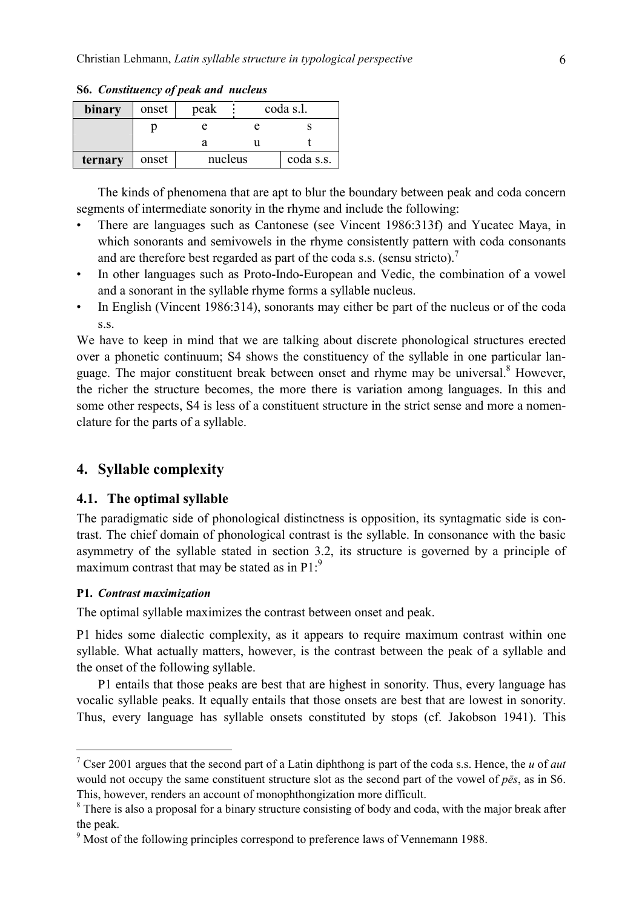**S6.** ***Constituency of peak and nucleus***

| **binary** | onset | peak | coda s.l. | |
|---|---|---|---|---|
| | p | e | e | s |
| | | a | u | t |
| **ternary** | onset | nucleus | | coda s.s. |

The kinds of phenomena that are apt to blur the boundary between peak and coda concern segments of intermediate sonority in the rhyme and include the following:

- There are languages such as Cantonese (see Vincent 1986:313f) and Yucatec Maya, in which sonorants and semivowels in the rhyme consistently pattern with coda consonants and are therefore best regarded as part of the coda s.s. (sensu stricto).[7]
- In other languages such as Proto-Indo-European and Vedic, the combination of a vowel and a sonorant in the syllable rhyme forms a syllable nucleus.
- In English (Vincent 1986:314), sonorants may either be part of the nucleus or of the coda s.s.

We have to keep in mind that we are talking about discrete phonological structures erected over a phonetic continuum; S4 shows the constituency of the syllable in one particular language. The major constituent break between onset and rhyme may be universal.[8] However, the richer the structure becomes, the more there is variation among languages. In this and some other respects, S4 is less of a constituent structure in the strict sense and more a nomenclature for the parts of a syllable.

## 4. Syllable complexity

### 4.1. The optimal syllable

The paradigmatic side of phonological distinctness is opposition, its syntagmatic side is contrast. The chief domain of phonological contrast is the syllable. In consonance with the basic asymmetry of the syllable stated in section 3.2, its structure is governed by a principle of maximum contrast that may be stated as in P1:[9]

**P1.** ***Contrast maximization***

The optimal syllable maximizes the contrast between onset and peak.

P1 hides some dialectic complexity, as it appears to require maximum contrast within one syllable. What actually matters, however, is the contrast between the peak of a syllable and the onset of the following syllable.

P1 entails that those peaks are best that are highest in sonority. Thus, every language has vocalic syllable peaks. It equally entails that those onsets are best that are lowest in sonority. Thus, every language has syllable onsets constituted by stops (cf. Jakobson 1941). This

---

[7] Cser 2001 argues that the second part of a Latin diphthong is part of the coda s.s. Hence, the *u* of *aut* would not occupy the same constituent structure slot as the second part of the vowel of *pēs*, as in S6. This, however, renders an account of monophthongization more difficult.

[8] There is also a proposal for a binary structure consisting of body and coda, with the major break after the peak.

[9] Most of the following principles correspond to preference laws of Vennemann 1988.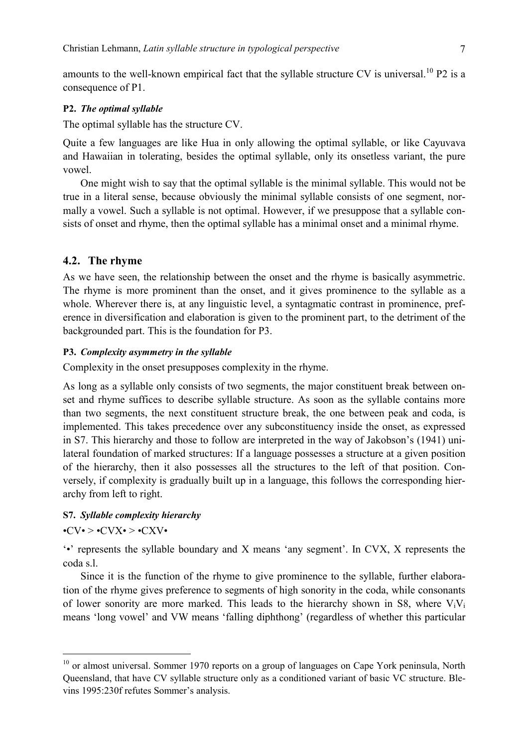amounts to the well-known empirical fact that the syllable structure CV is universal.[10] P2 is a consequence of P1.

**P2.** ***The optimal syllable***

The optimal syllable has the structure CV.

Quite a few languages are like Hua in only allowing the optimal syllable, or like Cayuvava and Hawaiian in tolerating, besides the optimal syllable, only its onsetless variant, the pure vowel.

One might wish to say that the optimal syllable is the minimal syllable. This would not be true in a literal sense, because obviously the minimal syllable consists of one segment, normally a vowel. Such a syllable is not optimal. However, if we presuppose that a syllable consists of onset and rhyme, then the optimal syllable has a minimal onset and a minimal rhyme.

## 4.2. The rhyme

As we have seen, the relationship between the onset and the rhyme is basically asymmetric. The rhyme is more prominent than the onset, and it gives prominence to the syllable as a whole. Wherever there is, at any linguistic level, a syntagmatic contrast in prominence, preference in diversification and elaboration is given to the prominent part, to the detriment of the backgrounded part. This is the foundation for P3.

**P3.** ***Complexity asymmetry in the syllable***

Complexity in the onset presupposes complexity in the rhyme.

As long as a syllable only consists of two segments, the major constituent break between onset and rhyme suffices to describe syllable structure. As soon as the syllable contains more than two segments, the next constituent structure break, the one between peak and coda, is implemented. This takes precedence over any subconstituency inside the onset, as expressed in S7. This hierarchy and those to follow are interpreted in the way of Jakobson's (1941) unilateral foundation of marked structures: If a language possesses a structure at a given position of the hierarchy, then it also possesses all the structures to the left of that position. Conversely, if complexity is gradually built up in a language, this follows the corresponding hierarchy from left to right.

**S7.** ***Syllable complexity hierarchy***

•CV• > •CVX• > •CXV•

'•' represents the syllable boundary and X means 'any segment'. In CVX, X represents the coda s.l.

Since it is the function of the rhyme to give prominence to the syllable, further elaboration of the rhyme gives preference to segments of high sonority in the coda, while consonants of lower sonority are more marked. This leads to the hierarchy shown in S8, where $V_iV_i$ means 'long vowel' and VW means 'falling diphthong' (regardless of whether this particular

---

[10] or almost universal. Sommer 1970 reports on a group of languages on Cape York peninsula, North Queensland, that have CV syllable structure only as a conditioned variant of basic VC structure. Blevins 1995:230f refutes Sommer's analysis.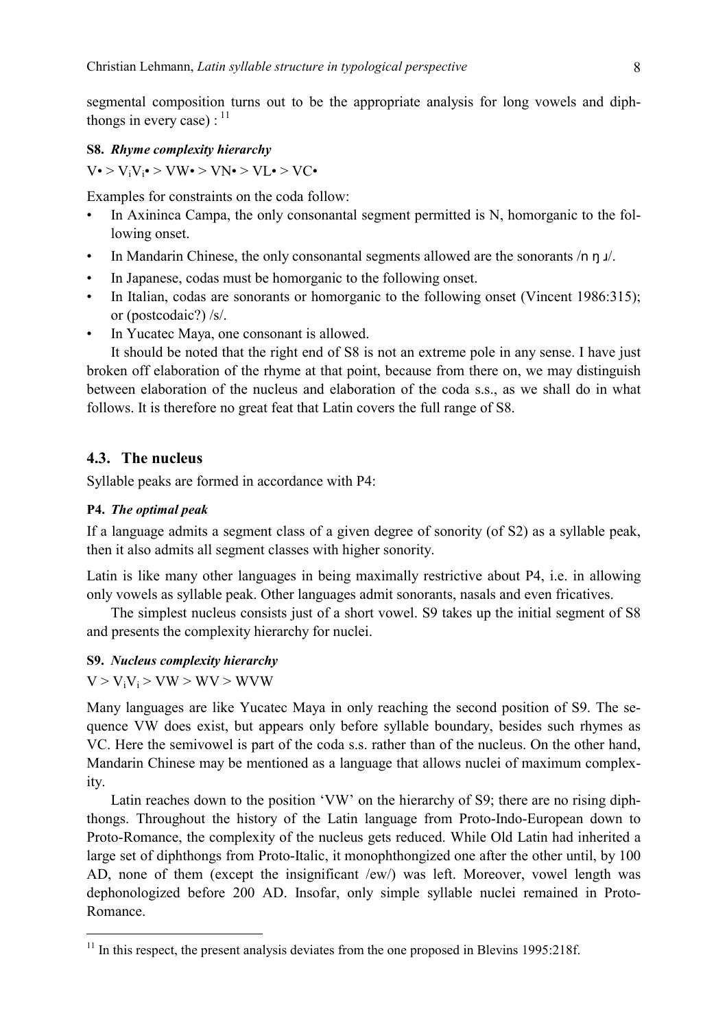segmental composition turns out to be the appropriate analysis for long vowels and diphthongs in every case) : [11]

**S8.** ***Rhyme complexity hierarchy***

V• > $V_iV_i$• > VW• > VN• > VL• > VC•

Examples for constraints on the coda follow:

- In Axininca Campa, the only consonantal segment permitted is N, homorganic to the following onset.
- In Mandarin Chinese, the only consonantal segments allowed are the sonorants /n ŋ ɹ/.
- In Japanese, codas must be homorganic to the following onset.
- In Italian, codas are sonorants or homorganic to the following onset (Vincent 1986:315); or (postcodaic?) /s/.
- In Yucatec Maya, one consonant is allowed.

It should be noted that the right end of S8 is not an extreme pole in any sense. I have just broken off elaboration of the rhyme at that point, because from there on, we may distinguish between elaboration of the nucleus and elaboration of the coda s.s., as we shall do in what follows. It is therefore no great feat that Latin covers the full range of S8.

## 4.3. The nucleus

Syllable peaks are formed in accordance with P4:

**P4.** ***The optimal peak***

If a language admits a segment class of a given degree of sonority (of S2) as a syllable peak, then it also admits all segment classes with higher sonority.

Latin is like many other languages in being maximally restrictive about P4, i.e. in allowing only vowels as syllable peak. Other languages admit sonorants, nasals and even fricatives.

The simplest nucleus consists just of a short vowel. S9 takes up the initial segment of S8 and presents the complexity hierarchy for nuclei.

**S9.** ***Nucleus complexity hierarchy***

V > $V_iV_i$ > VW > WV > WVW

Many languages are like Yucatec Maya in only reaching the second position of S9. The sequence VW does exist, but appears only before syllable boundary, besides such rhymes as VC. Here the semivowel is part of the coda s.s. rather than of the nucleus. On the other hand, Mandarin Chinese may be mentioned as a language that allows nuclei of maximum complexity.

Latin reaches down to the position 'VW' on the hierarchy of S9; there are no rising diphthongs. Throughout the history of the Latin language from Proto-Indo-European down to Proto-Romance, the complexity of the nucleus gets reduced. While Old Latin had inherited a large set of diphthongs from Proto-Italic, it monophthongized one after the other until, by 100 AD, none of them (except the insignificant /ew/) was left. Moreover, vowel length was dephonologized before 200 AD. Insofar, only simple syllable nuclei remained in Proto-Romance.

---

[11] In this respect, the present analysis deviates from the one proposed in Blevins 1995:218f.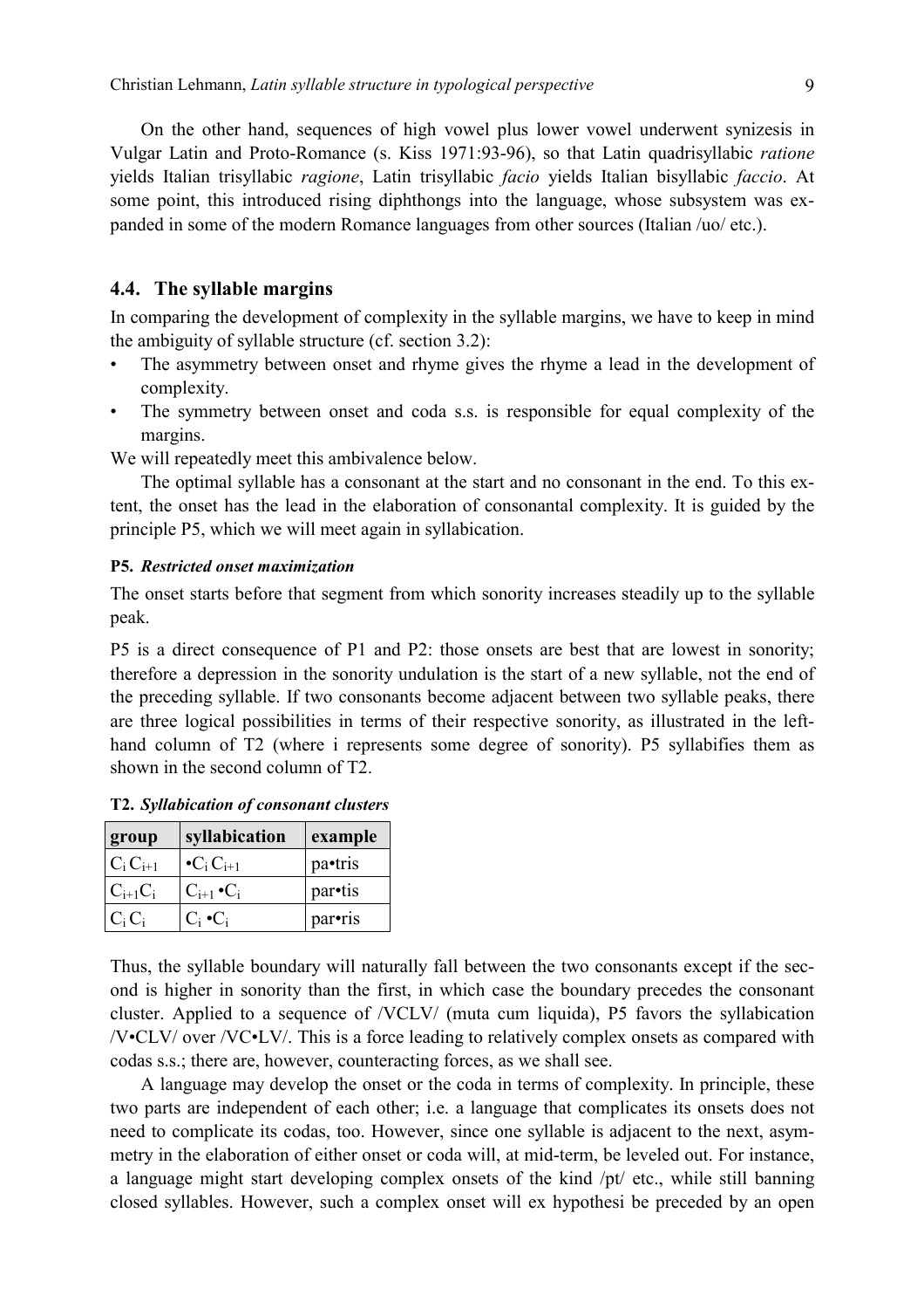On the other hand, sequences of high vowel plus lower vowel underwent synizesis in Vulgar Latin and Proto-Romance (s. Kiss 1971:93-96), so that Latin quadrisyllabic *ratione* yields Italian trisyllabic *ragione*, Latin trisyllabic *facio* yields Italian bisyllabic *faccio*. At some point, this introduced rising diphthongs into the language, whose subsystem was expanded in some of the modern Romance languages from other sources (Italian /uo/ etc.).

### 4.4. The syllable margins

In comparing the development of complexity in the syllable margins, we have to keep in mind the ambiguity of syllable structure (cf. section 3.2):

- The asymmetry between onset and rhyme gives the rhyme a lead in the development of complexity.
- The symmetry between onset and coda s.s. is responsible for equal complexity of the margins.

We will repeatedly meet this ambivalence below.

The optimal syllable has a consonant at the start and no consonant in the end. To this extent, the onset has the lead in the elaboration of consonantal complexity. It is guided by the principle P5, which we will meet again in syllabication.

**P5.** ***Restricted onset maximization***

The onset starts before that segment from which sonority increases steadily up to the syllable peak.

P5 is a direct consequence of P1 and P2: those onsets are best that are lowest in sonority; therefore a depression in the sonority undulation is the start of a new syllable, not the end of the preceding syllable. If two consonants become adjacent between two syllable peaks, there are three logical possibilities in terms of their respective sonority, as illustrated in the left-hand column of T2 (where i represents some degree of sonority). P5 syllabifies them as shown in the second column of T2.

**T2.** ***Syllabication of consonant clusters***

| group | syllabication | example |
|---|---|---|
| $C_i C_{i+1}$ | $\bullet C_i C_{i+1}$ | pa•tris |
| $C_{i+1} C_i$ | $C_{i+1} \bullet C_i$ | par•tis |
| $C_i C_i$ | $C_i \bullet C_i$ | par•ris |

Thus, the syllable boundary will naturally fall between the two consonants except if the second is higher in sonority than the first, in which case the boundary precedes the consonant cluster. Applied to a sequence of /VCLV/ (muta cum liquida), P5 favors the syllabication /V•CLV/ over /VC•LV/. This is a force leading to relatively complex onsets as compared with codas s.s.; there are, however, counteracting forces, as we shall see.

A language may develop the onset or the coda in terms of complexity. In principle, these two parts are independent of each other; i.e. a language that complicates its onsets does not need to complicate its codas, too. However, since one syllable is adjacent to the next, asymmetry in the elaboration of either onset or coda will, at mid-term, be leveled out. For instance, a language might start developing complex onsets of the kind /pt/ etc., while still banning closed syllables. However, such a complex onset will ex hypothesi be preceded by an open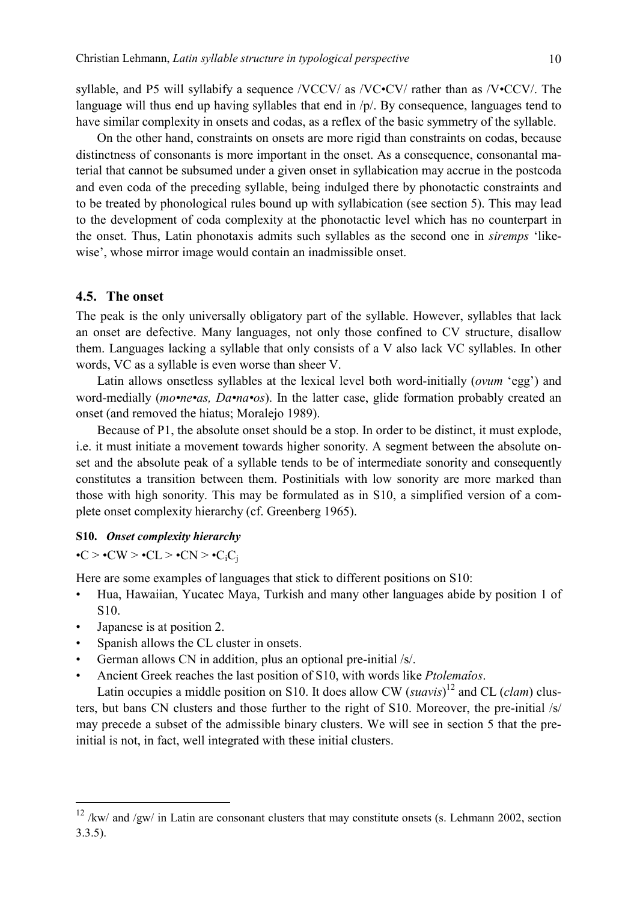syllable, and P5 will syllabify a sequence /VCCV/ as /VC•CV/ rather than as /V•CCV/. The language will thus end up having syllables that end in /p/. By consequence, languages tend to have similar complexity in onsets and codas, as a reflex of the basic symmetry of the syllable.

On the other hand, constraints on onsets are more rigid than constraints on codas, because distinctness of consonants is more important in the onset. As a consequence, consonantal material that cannot be subsumed under a given onset in syllabication may accrue in the postcoda and even coda of the preceding syllable, being indulged there by phonotactic constraints and to be treated by phonological rules bound up with syllabication (see section 5). This may lead to the development of coda complexity at the phonotactic level which has no counterpart in the onset. Thus, Latin phonotaxis admits such syllables as the second one in *siremps* 'likewise', whose mirror image would contain an inadmissible onset.

### 4.5. The onset

The peak is the only universally obligatory part of the syllable. However, syllables that lack an onset are defective. Many languages, not only those confined to CV structure, disallow them. Languages lacking a syllable that only consists of a V also lack VC syllables. In other words, VC as a syllable is even worse than sheer V.

Latin allows onsetless syllables at the lexical level both word-initially (*ovum* 'egg') and word-medially (*mo•ne•as, Da•na•os*). In the latter case, glide formation probably created an onset (and removed the hiatus; Moralejo 1989).

Because of P1, the absolute onset should be a stop. In order to be distinct, it must explode, i.e. it must initiate a movement towards higher sonority. A segment between the absolute onset and the absolute peak of a syllable tends to be of intermediate sonority and consequently constitutes a transition between them. Postinitials with low sonority are more marked than those with high sonority. This may be formulated as in S10, a simplified version of a complete onset complexity hierarchy (cf. Greenberg 1965).

**S10.** ***Onset complexity hierarchy***

•C > •CW > •CL > •CN > •$C_iC_j$

Here are some examples of languages that stick to different positions on S10:

- Hua, Hawaiian, Yucatec Maya, Turkish and many other languages abide by position 1 of S10.
- Japanese is at position 2.
- Spanish allows the CL cluster in onsets.
- German allows CN in addition, plus an optional pre-initial /s/.
- Ancient Greek reaches the last position of S10, with words like *Ptolemaîos*.

Latin occupies a middle position on S10. It does allow CW (*suavis*)[12] and CL (*clam*) clusters, but bans CN clusters and those further to the right of S10. Moreover, the pre-initial /s/ may precede a subset of the admissible binary clusters. We will see in section 5 that the pre-initial is not, in fact, well integrated with these initial clusters.

---

[12] /kw/ and /gw/ in Latin are consonant clusters that may constitute onsets (s. Lehmann 2002, section 3.3.5).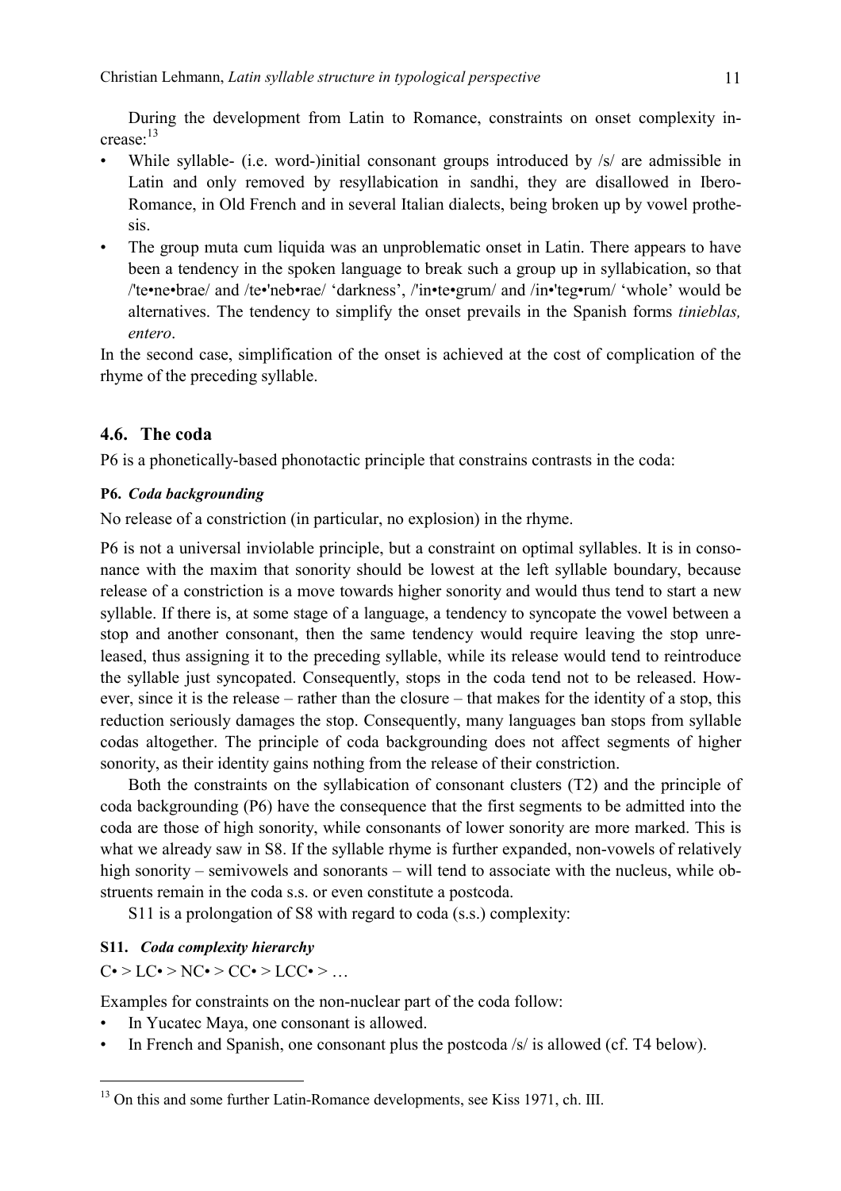During the development from Latin to Romance, constraints on onset complexity increase:[13]

- While syllable- (i.e. word-)initial consonant groups introduced by /s/ are admissible in Latin and only removed by resyllabication in sandhi, they are disallowed in Ibero-Romance, in Old French and in several Italian dialects, being broken up by vowel prothesis.
- The group muta cum liquida was an unproblematic onset in Latin. There appears to have been a tendency in the spoken language to break such a group up in syllabication, so that /'te•ne•brae/ and /te•'neb•rae/ 'darkness', /'in•te•grum/ and /in•'teg•rum/ 'whole' would be alternatives. The tendency to simplify the onset prevails in the Spanish forms *tinieblas, entero*.

In the second case, simplification of the onset is achieved at the cost of complication of the rhyme of the preceding syllable.

## 4.6. The coda

P6 is a phonetically-based phonotactic principle that constrains contrasts in the coda:

**P6.** ***Coda backgrounding***

No release of a constriction (in particular, no explosion) in the rhyme.

P6 is not a universal inviolable principle, but a constraint on optimal syllables. It is in consonance with the maxim that sonority should be lowest at the left syllable boundary, because release of a constriction is a move towards higher sonority and would thus tend to start a new syllable. If there is, at some stage of a language, a tendency to syncopate the vowel between a stop and another consonant, then the same tendency would require leaving the stop unreleased, thus assigning it to the preceding syllable, while its release would tend to reintroduce the syllable just syncopated. Consequently, stops in the coda tend not to be released. However, since it is the release – rather than the closure – that makes for the identity of a stop, this reduction seriously damages the stop. Consequently, many languages ban stops from syllable codas altogether. The principle of coda backgrounding does not affect segments of higher sonority, as their identity gains nothing from the release of their constriction.

Both the constraints on the syllabication of consonant clusters (T2) and the principle of coda backgrounding (P6) have the consequence that the first segments to be admitted into the coda are those of high sonority, while consonants of lower sonority are more marked. This is what we already saw in S8. If the syllable rhyme is further expanded, non-vowels of relatively high sonority – semivowels and sonorants – will tend to associate with the nucleus, while obstruents remain in the coda s.s. or even constitute a postcoda.

S11 is a prolongation of S8 with regard to coda (s.s.) complexity:

**S11.** ***Coda complexity hierarchy***

C• > LC• > NC• > CC• > LCC• > …

Examples for constraints on the non-nuclear part of the coda follow:

- In Yucatec Maya, one consonant is allowed.
- In French and Spanish, one consonant plus the postcoda /s/ is allowed (cf. T4 below).

[13] On this and some further Latin-Romance developments, see Kiss 1971, ch. III.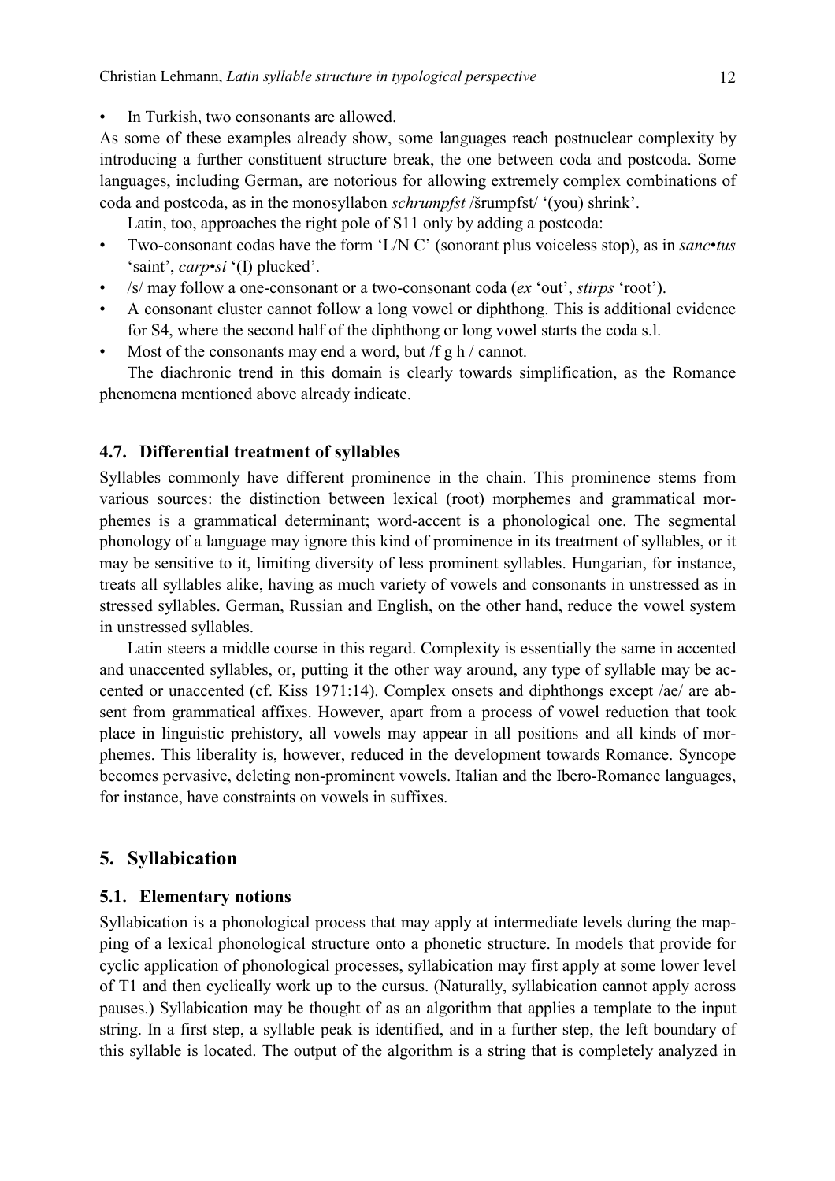- In Turkish, two consonants are allowed.

As some of these examples already show, some languages reach postnuclear complexity by introducing a further constituent structure break, the one between coda and postcoda. Some languages, including German, are notorious for allowing extremely complex combinations of coda and postcoda, as in the monosyllabon *schrumpfst* /šrumpfst/ '(you) shrink'.

Latin, too, approaches the right pole of S11 only by adding a postcoda:

- Two-consonant codas have the form 'L/N C' (sonorant plus voiceless stop), as in *sanc•tus* 'saint', *carp•si* '(I) plucked'.
- /s/ may follow a one-consonant or a two-consonant coda (*ex* 'out', *stirps* 'root').
- A consonant cluster cannot follow a long vowel or diphthong. This is additional evidence for S4, where the second half of the diphthong or long vowel starts the coda s.l.
- Most of the consonants may end a word, but /f g h / cannot.

The diachronic trend in this domain is clearly towards simplification, as the Romance phenomena mentioned above already indicate.

### 4.7. Differential treatment of syllables

Syllables commonly have different prominence in the chain. This prominence stems from various sources: the distinction between lexical (root) morphemes and grammatical morphemes is a grammatical determinant; word-accent is a phonological one. The segmental phonology of a language may ignore this kind of prominence in its treatment of syllables, or it may be sensitive to it, limiting diversity of less prominent syllables. Hungarian, for instance, treats all syllables alike, having as much variety of vowels and consonants in unstressed as in stressed syllables. German, Russian and English, on the other hand, reduce the vowel system in unstressed syllables.

Latin steers a middle course in this regard. Complexity is essentially the same in accented and unaccented syllables, or, putting it the other way around, any type of syllable may be accented or unaccented (cf. Kiss 1971:14). Complex onsets and diphthongs except /ae/ are absent from grammatical affixes. However, apart from a process of vowel reduction that took place in linguistic prehistory, all vowels may appear in all positions and all kinds of morphemes. This liberality is, however, reduced in the development towards Romance. Syncope becomes pervasive, deleting non-prominent vowels. Italian and the Ibero-Romance languages, for instance, have constraints on vowels in suffixes.

## 5. Syllabication

### 5.1. Elementary notions

Syllabication is a phonological process that may apply at intermediate levels during the mapping of a lexical phonological structure onto a phonetic structure. In models that provide for cyclic application of phonological processes, syllabication may first apply at some lower level of T1 and then cyclically work up to the cursus. (Naturally, syllabication cannot apply across pauses.) Syllabication may be thought of as an algorithm that applies a template to the input string. In a first step, a syllable peak is identified, and in a further step, the left boundary of this syllable is located. The output of the algorithm is a string that is completely analyzed in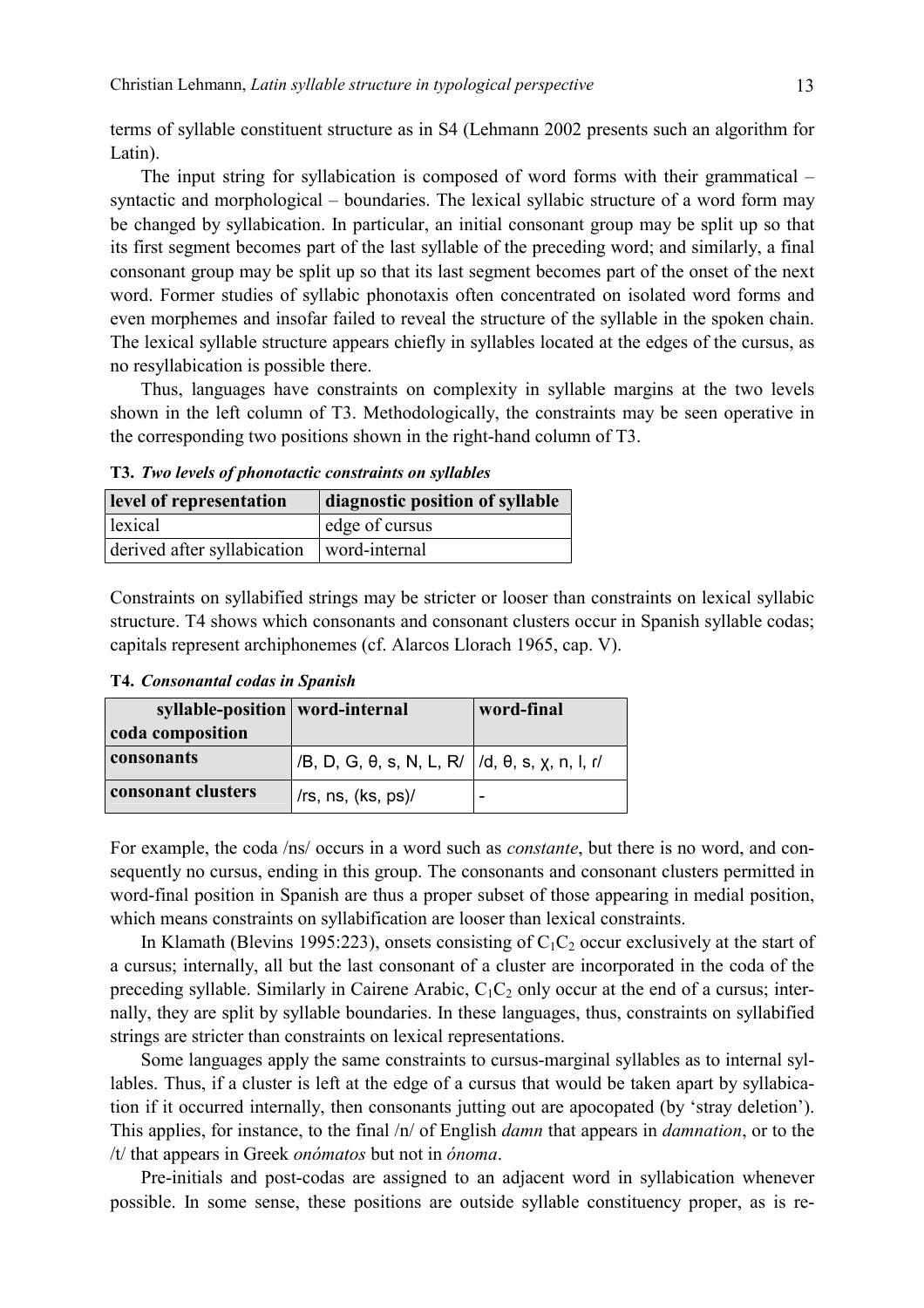terms of syllable constituent structure as in S4 (Lehmann 2002 presents such an algorithm for Latin).

The input string for syllabication is composed of word forms with their grammatical – syntactic and morphological – boundaries. The lexical syllabic structure of a word form may be changed by syllabication. In particular, an initial consonant group may be split up so that its first segment becomes part of the last syllable of the preceding word; and similarly, a final consonant group may be split up so that its last segment becomes part of the onset of the next word. Former studies of syllabic phonotaxis often concentrated on isolated word forms and even morphemes and insofar failed to reveal the structure of the syllable in the spoken chain. The lexical syllable structure appears chiefly in syllables located at the edges of the cursus, as no resyllabication is possible there.

Thus, languages have constraints on complexity in syllable margins at the two levels shown in the left column of T3. Methodologically, the constraints may be seen operative in the corresponding two positions shown in the right-hand column of T3.

**T3.** ***Two levels of phonotactic constraints on syllables***

| level of representation | diagnostic position of syllable |
|---|---|
| lexical | edge of cursus |
| derived after syllabication | word-internal |

Constraints on syllabified strings may be stricter or looser than constraints on lexical syllabic structure. T4 shows which consonants and consonant clusters occur in Spanish syllable codas; capitals represent archiphonemes (cf. Alarcos Llorach 1965, cap. V).

**T4.** ***Consonantal codas in Spanish***

| syllable-position / coda composition | word-internal | word-final |
|---|---|---|
| **consonants** | /B, D, G, θ, s, N, L, R/ | /d, θ, s, χ, n, l, ɾ/ |
| **consonant clusters** | /rs, ns, (ks, ps)/ | - |

For example, the coda /ns/ occurs in a word such as *constante*, but there is no word, and consequently no cursus, ending in this group. The consonants and consonant clusters permitted in word-final position in Spanish are thus a proper subset of those appearing in medial position, which means constraints on syllabification are looser than lexical constraints.

In Klamath (Blevins 1995:223), onsets consisting of $C_1C_2$ occur exclusively at the start of a cursus; internally, all but the last consonant of a cluster are incorporated in the coda of the preceding syllable. Similarly in Cairene Arabic, $C_1C_2$ only occur at the end of a cursus; internally, they are split by syllable boundaries. In these languages, thus, constraints on syllabified strings are stricter than constraints on lexical representations.

Some languages apply the same constraints to cursus-marginal syllables as to internal syllables. Thus, if a cluster is left at the edge of a cursus that would be taken apart by syllabication if it occurred internally, then consonants jutting out are apocopated (by 'stray deletion'). This applies, for instance, to the final /n/ of English *damn* that appears in *damnation*, or to the /t/ that appears in Greek *onómatos* but not in *ónoma*.

Pre-initials and post-codas are assigned to an adjacent word in syllabication whenever possible. In some sense, these positions are outside syllable constituency proper, as is re-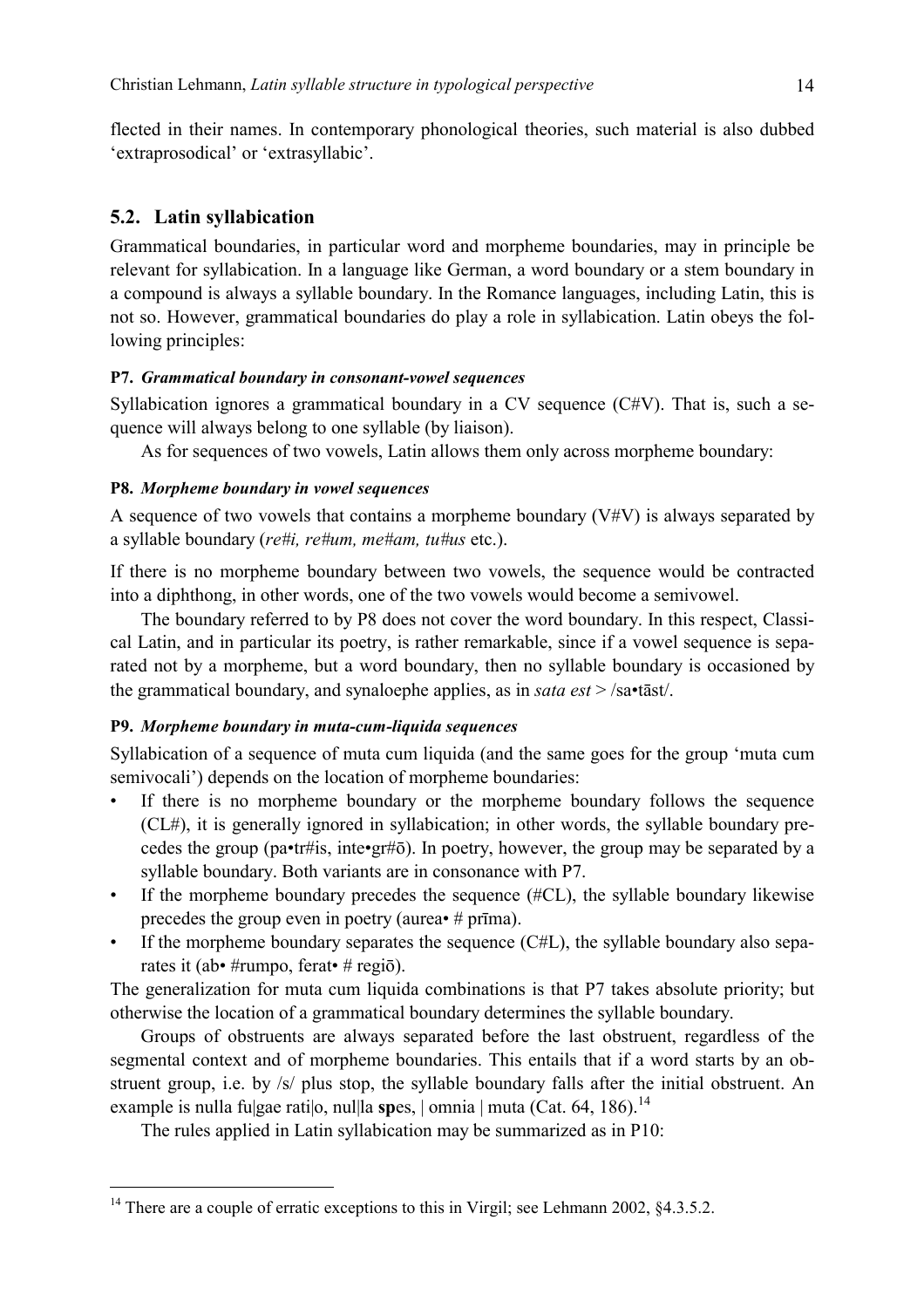flected in their names. In contemporary phonological theories, such material is also dubbed 'extraprosodical' or 'extrasyllabic'.

## 5.2. Latin syllabication

Grammatical boundaries, in particular word and morpheme boundaries, may in principle be relevant for syllabication. In a language like German, a word boundary or a stem boundary in a compound is always a syllable boundary. In the Romance languages, including Latin, this is not so. However, grammatical boundaries do play a role in syllabication. Latin obeys the following principles:

#### P7. *Grammatical boundary in consonant-vowel sequences*

Syllabication ignores a grammatical boundary in a CV sequence (C#V). That is, such a sequence will always belong to one syllable (by liaison).

As for sequences of two vowels, Latin allows them only across morpheme boundary:

#### P8. *Morpheme boundary in vowel sequences*

A sequence of two vowels that contains a morpheme boundary (V#V) is always separated by a syllable boundary (*re#i, re#um, me#am, tu#us* etc.).

If there is no morpheme boundary between two vowels, the sequence would be contracted into a diphthong, in other words, one of the two vowels would become a semivowel.

The boundary referred to by P8 does not cover the word boundary. In this respect, Classical Latin, and in particular its poetry, is rather remarkable, since if a vowel sequence is separated not by a morpheme, but a word boundary, then no syllable boundary is occasioned by the grammatical boundary, and synaloephe applies, as in *sata est* > /sa•tāst/.

#### P9. *Morpheme boundary in muta-cum-liquida sequences*

Syllabication of a sequence of muta cum liquida (and the same goes for the group 'muta cum semivocali') depends on the location of morpheme boundaries:

- If there is no morpheme boundary or the morpheme boundary follows the sequence (CL#), it is generally ignored in syllabication; in other words, the syllable boundary precedes the group (pa•tr#is, inte•gr#ō). In poetry, however, the group may be separated by a syllable boundary. Both variants are in consonance with P7.
- If the morpheme boundary precedes the sequence (#CL), the syllable boundary likewise precedes the group even in poetry (aurea• # prīma).
- If the morpheme boundary separates the sequence (C#L), the syllable boundary also separates it (ab• #rumpo, ferat• # regiō).

The generalization for muta cum liquida combinations is that P7 takes absolute priority; but otherwise the location of a grammatical boundary determines the syllable boundary.

Groups of obstruents are always separated before the last obstruent, regardless of the segmental context and of morpheme boundaries. This entails that if a word starts by an obstruent group, i.e. by /s/ plus stop, the syllable boundary falls after the initial obstruent. An example is nulla fu|gae rati|o, nul|la **sp**es, | omnia | muta (Cat. 64, 186).[14]

The rules applied in Latin syllabication may be summarized as in P10:

[14] There are a couple of erratic exceptions to this in Virgil; see Lehmann 2002, §4.3.5.2.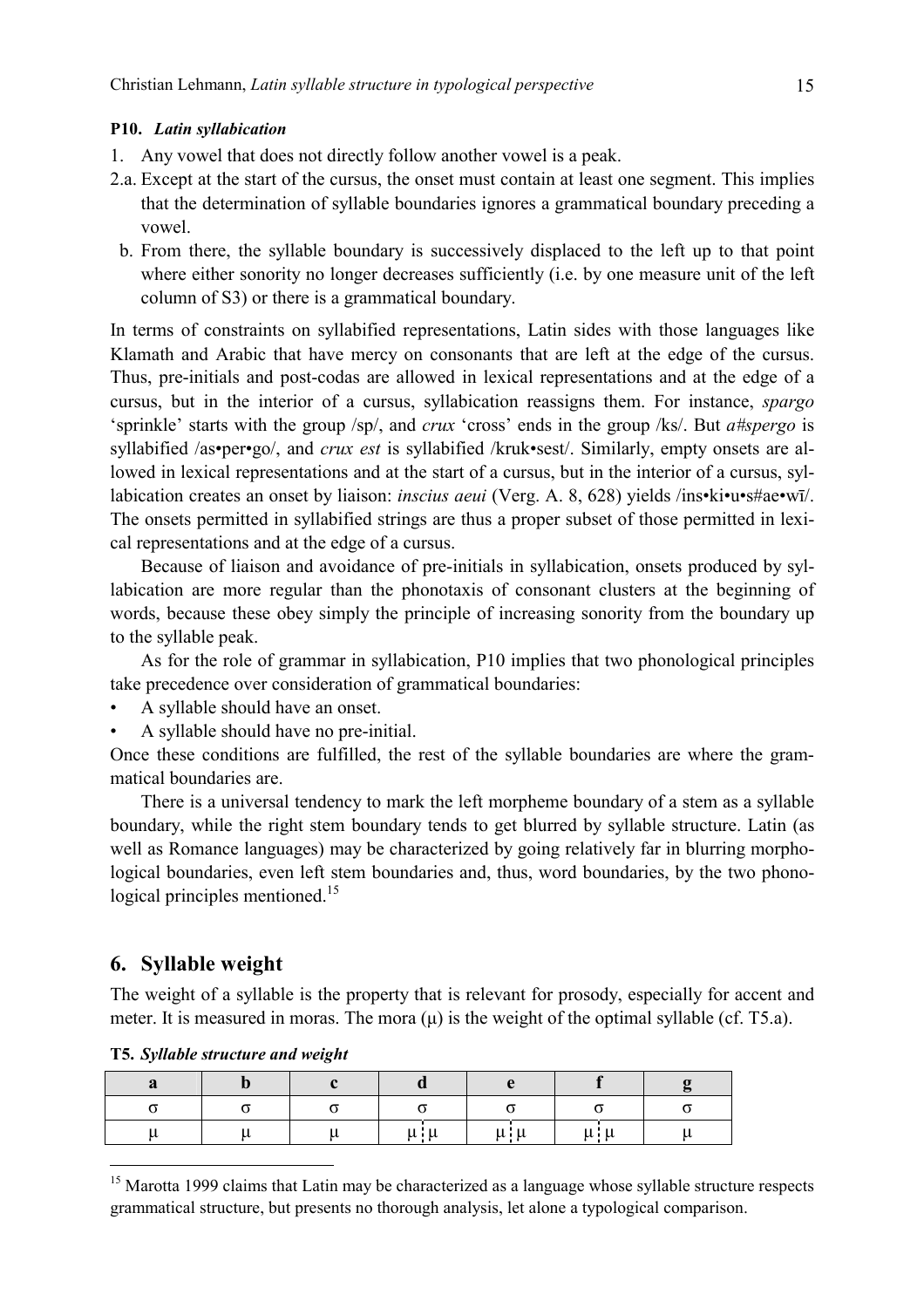**P10.** ***Latin syllabication***

1. Any vowel that does not directly follow another vowel is a peak.
2.a. Except at the start of the cursus, the onset must contain at least one segment. This implies that the determination of syllable boundaries ignores a grammatical boundary preceding a vowel.
 b. From there, the syllable boundary is successively displaced to the left up to that point where either sonority no longer decreases sufficiently (i.e. by one measure unit of the left column of S3) or there is a grammatical boundary.

In terms of constraints on syllabified representations, Latin sides with those languages like Klamath and Arabic that have mercy on consonants that are left at the edge of the cursus. Thus, pre-initials and post-codas are allowed in lexical representations and at the edge of a cursus, but in the interior of a cursus, syllabication reassigns them. For instance, *spargo* 'sprinkle' starts with the group /sp/, and *crux* 'cross' ends in the group /ks/. But *a#spergo* is syllabified /as•per•go/, and *crux est* is syllabified /kruk•sest/. Similarly, empty onsets are allowed in lexical representations and at the start of a cursus, but in the interior of a cursus, syllabication creates an onset by liaison: *inscius aeui* (Verg. A. 8, 628) yields /ins•ki•u•s#ae•wī/. The onsets permitted in syllabified strings are thus a proper subset of those permitted in lexical representations and at the edge of a cursus.

Because of liaison and avoidance of pre-initials in syllabication, onsets produced by syllabication are more regular than the phonotaxis of consonant clusters at the beginning of words, because these obey simply the principle of increasing sonority from the boundary up to the syllable peak.

As for the role of grammar in syllabication, P10 implies that two phonological principles take precedence over consideration of grammatical boundaries:

- A syllable should have an onset.
- A syllable should have no pre-initial.

Once these conditions are fulfilled, the rest of the syllable boundaries are where the grammatical boundaries are.

There is a universal tendency to mark the left morpheme boundary of a stem as a syllable boundary, while the right stem boundary tends to get blurred by syllable structure. Latin (as well as Romance languages) may be characterized by going relatively far in blurring morphological boundaries, even left stem boundaries and, thus, word boundaries, by the two phonological principles mentioned.[15]

## 6. Syllable weight

The weight of a syllable is the property that is relevant for prosody, especially for accent and meter. It is measured in moras. The mora (μ) is the weight of the optimal syllable (cf. T5.a).

**T5.** ***Syllable structure and weight***

| a | b | c | d | e | f | g |
|---|---|---|---|---|---|---|
| σ | σ | σ | σ | σ | σ | σ |
| μ | μ | μ | μ ¦ μ | μ ¦ μ | μ ¦ μ | μ |

[15] Marotta 1999 claims that Latin may be characterized as a language whose syllable structure respects grammatical structure, but presents no thorough analysis, let alone a typological comparison.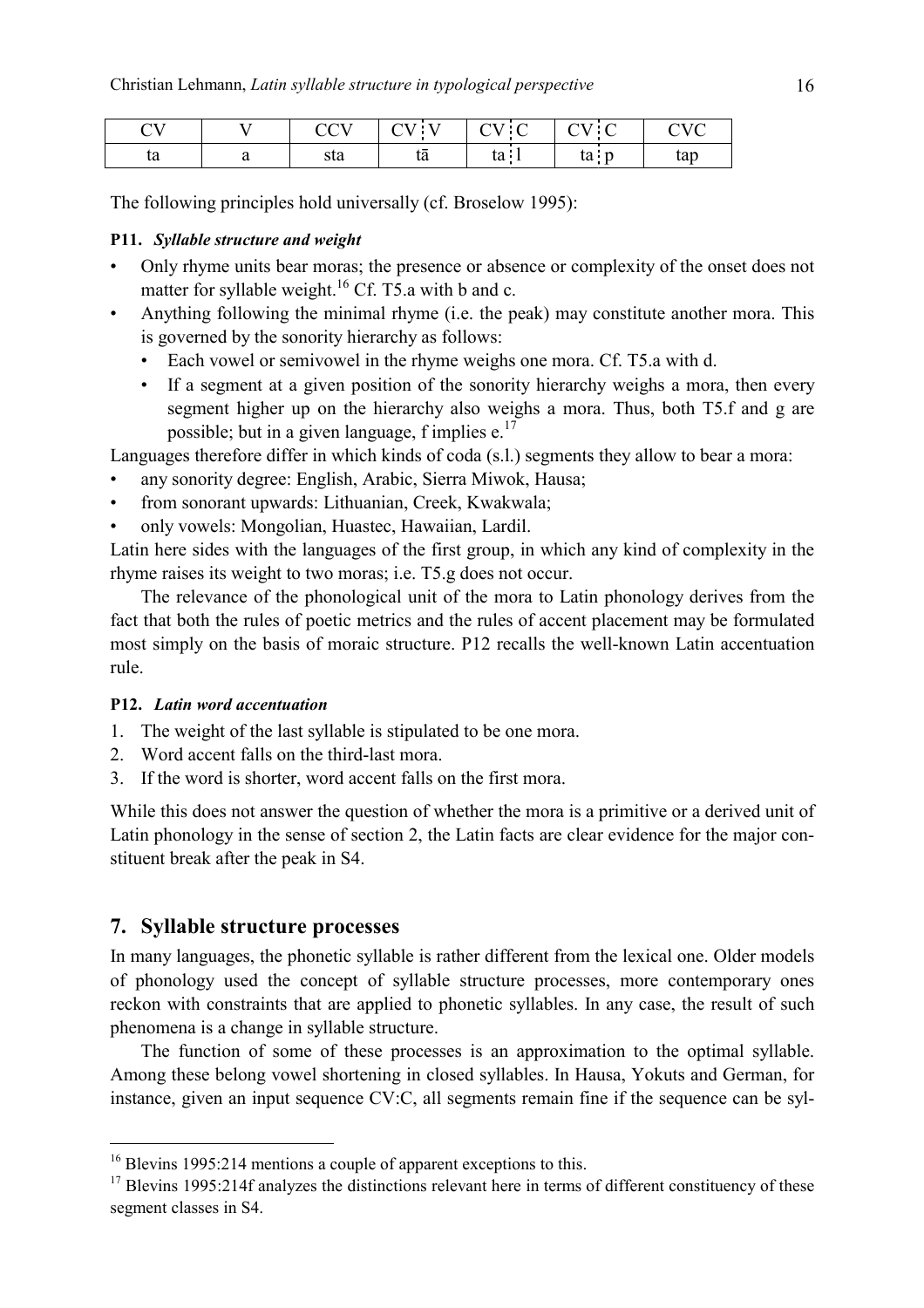| CV | V | CCV | CV ¦ V | CV ¦ C | CV ¦ C | CVC |
|---|---|---|---|---|---|---|
| ta | a | sta | tā | ta ¦ l | ta ¦ p | tap |

The following principles hold universally (cf. Broselow 1995):

**P11.** ***Syllable structure and weight***

- Only rhyme units bear moras; the presence or absence or complexity of the onset does not matter for syllable weight.[16] Cf. T5.a with b and c.
- Anything following the minimal rhyme (i.e. the peak) may constitute another mora. This is governed by the sonority hierarchy as follows:
  - Each vowel or semivowel in the rhyme weighs one mora. Cf. T5.a with d.
  - If a segment at a given position of the sonority hierarchy weighs a mora, then every segment higher up on the hierarchy also weighs a mora. Thus, both T5.f and g are possible; but in a given language, f implies e.[17]

Languages therefore differ in which kinds of coda (s.l.) segments they allow to bear a mora:

- any sonority degree: English, Arabic, Sierra Miwok, Hausa;
- from sonorant upwards: Lithuanian, Creek, Kwakwala;
- only vowels: Mongolian, Huastec, Hawaiian, Lardil.

Latin here sides with the languages of the first group, in which any kind of complexity in the rhyme raises its weight to two moras; i.e. T5.g does not occur.

The relevance of the phonological unit of the mora to Latin phonology derives from the fact that both the rules of poetic metrics and the rules of accent placement may be formulated most simply on the basis of moraic structure. P12 recalls the well-known Latin accentuation rule.

**P12.** ***Latin word accentuation***

1. The weight of the last syllable is stipulated to be one mora.
2. Word accent falls on the third-last mora.
3. If the word is shorter, word accent falls on the first mora.

While this does not answer the question of whether the mora is a primitive or a derived unit of Latin phonology in the sense of section 2, the Latin facts are clear evidence for the major constituent break after the peak in S4.

## 7. Syllable structure processes

In many languages, the phonetic syllable is rather different from the lexical one. Older models of phonology used the concept of syllable structure processes, more contemporary ones reckon with constraints that are applied to phonetic syllables. In any case, the result of such phenomena is a change in syllable structure.

The function of some of these processes is an approximation to the optimal syllable. Among these belong vowel shortening in closed syllables. In Hausa, Yokuts and German, for instance, given an input sequence CV:C, all segments remain fine if the sequence can be syl-

---

[16] Blevins 1995:214 mentions a couple of apparent exceptions to this.

[17] Blevins 1995:214f analyzes the distinctions relevant here in terms of different constituency of these segment classes in S4.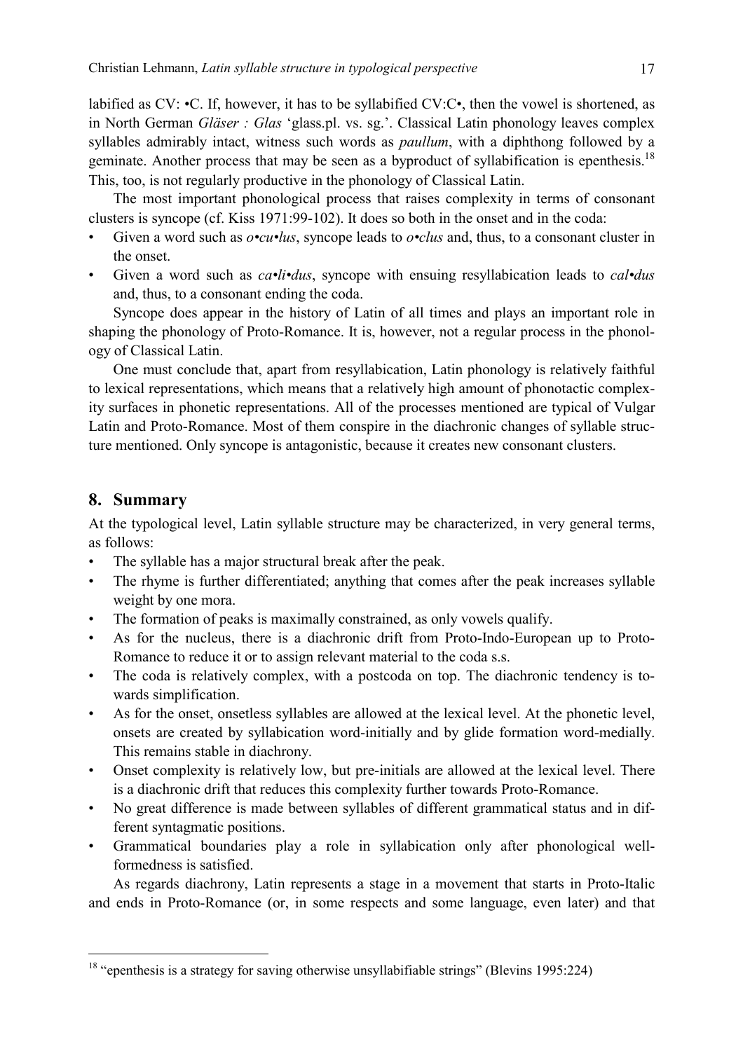labified as CV: •C. If, however, it has to be syllabified CV:C•, then the vowel is shortened, as in North German *Gläser : Glas* 'glass.pl. vs. sg.'. Classical Latin phonology leaves complex syllables admirably intact, witness such words as *paullum*, with a diphthong followed by a geminate. Another process that may be seen as a byproduct of syllabification is epenthesis.[18] This, too, is not regularly productive in the phonology of Classical Latin.

The most important phonological process that raises complexity in terms of consonant clusters is syncope (cf. Kiss 1971:99-102). It does so both in the onset and in the coda:

- Given a word such as *o•cu•lus*, syncope leads to *o•clus* and, thus, to a consonant cluster in the onset.
- Given a word such as *ca•li•dus*, syncope with ensuing resyllabication leads to *cal•dus* and, thus, to a consonant ending the coda.

Syncope does appear in the history of Latin of all times and plays an important role in shaping the phonology of Proto-Romance. It is, however, not a regular process in the phonology of Classical Latin.

One must conclude that, apart from resyllabication, Latin phonology is relatively faithful to lexical representations, which means that a relatively high amount of phonotactic complexity surfaces in phonetic representations. All of the processes mentioned are typical of Vulgar Latin and Proto-Romance. Most of them conspire in the diachronic changes of syllable structure mentioned. Only syncope is antagonistic, because it creates new consonant clusters.

## 8. Summary

At the typological level, Latin syllable structure may be characterized, in very general terms, as follows:

- The syllable has a major structural break after the peak.
- The rhyme is further differentiated; anything that comes after the peak increases syllable weight by one mora.
- The formation of peaks is maximally constrained, as only vowels qualify.
- As for the nucleus, there is a diachronic drift from Proto-Indo-European up to Proto-Romance to reduce it or to assign relevant material to the coda s.s.
- The coda is relatively complex, with a postcoda on top. The diachronic tendency is towards simplification.
- As for the onset, onsetless syllables are allowed at the lexical level. At the phonetic level, onsets are created by syllabication word-initially and by glide formation word-medially. This remains stable in diachrony.
- Onset complexity is relatively low, but pre-initials are allowed at the lexical level. There is a diachronic drift that reduces this complexity further towards Proto-Romance.
- No great difference is made between syllables of different grammatical status and in different syntagmatic positions.
- Grammatical boundaries play a role in syllabication only after phonological well-formedness is satisfied.

As regards diachrony, Latin represents a stage in a movement that starts in Proto-Italic and ends in Proto-Romance (or, in some respects and some language, even later) and that

[18] "epenthesis is a strategy for saving otherwise unsyllabifiable strings" (Blevins 1995:224)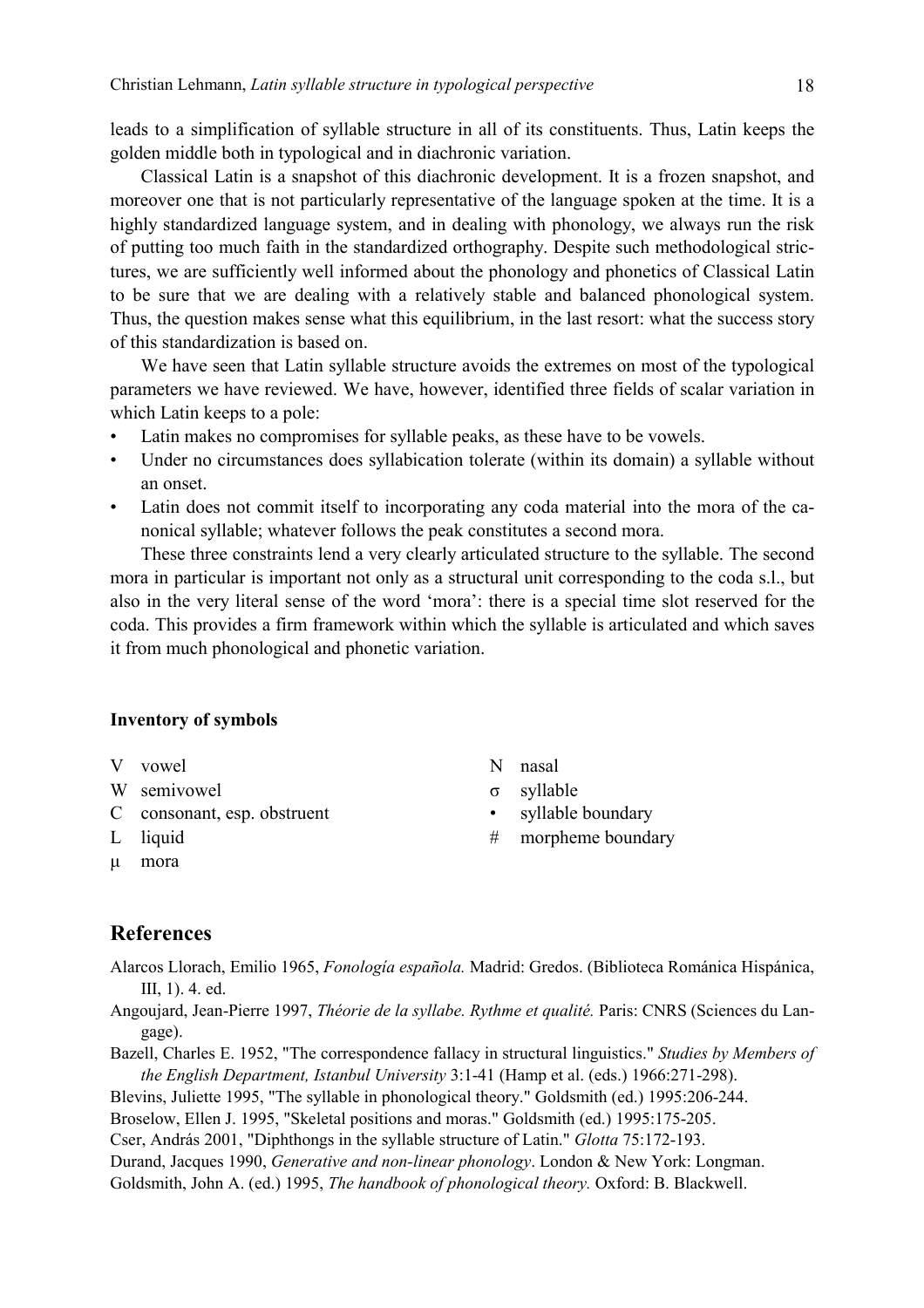leads to a simplification of syllable structure in all of its constituents. Thus, Latin keeps the golden middle both in typological and in diachronic variation.

Classical Latin is a snapshot of this diachronic development. It is a frozen snapshot, and moreover one that is not particularly representative of the language spoken at the time. It is a highly standardized language system, and in dealing with phonology, we always run the risk of putting too much faith in the standardized orthography. Despite such methodological strictures, we are sufficiently well informed about the phonology and phonetics of Classical Latin to be sure that we are dealing with a relatively stable and balanced phonological system. Thus, the question makes sense what this equilibrium, in the last resort: what the success story of this standardization is based on.

We have seen that Latin syllable structure avoids the extremes on most of the typological parameters we have reviewed. We have, however, identified three fields of scalar variation in which Latin keeps to a pole:

- Latin makes no compromises for syllable peaks, as these have to be vowels.
- Under no circumstances does syllabication tolerate (within its domain) a syllable without an onset.
- Latin does not commit itself to incorporating any coda material into the mora of the canonical syllable; whatever follows the peak constitutes a second mora.

These three constraints lend a very clearly articulated structure to the syllable. The second mora in particular is important not only as a structural unit corresponding to the coda s.l., but also in the very literal sense of the word 'mora': there is a special time slot reserved for the coda. This provides a firm framework within which the syllable is articulated and which saves it from much phonological and phonetic variation.

**Inventory of symbols**

| | | | |
|---|---|---|---|
| V | vowel | N | nasal |
| W | semivowel | σ | syllable |
| C | consonant, esp. obstruent | • | syllable boundary |
| L | liquid | # | morpheme boundary |
| μ | mora | | |

## References

Alarcos Llorach, Emilio 1965, *Fonología española.* Madrid: Gredos. (Biblioteca Románica Hispánica, III, 1). 4. ed.

Angoujard, Jean-Pierre 1997, *Théorie de la syllabe. Rythme et qualité.* Paris: CNRS (Sciences du Langage).

Bazell, Charles E. 1952, "The correspondence fallacy in structural linguistics." *Studies by Members of the English Department, Istanbul University* 3:1-41 (Hamp et al. (eds.) 1966:271-298).

Blevins, Juliette 1995, "The syllable in phonological theory." Goldsmith (ed.) 1995:206-244.

Broselow, Ellen J. 1995, "Skeletal positions and moras." Goldsmith (ed.) 1995:175-205.

Cser, András 2001, "Diphthongs in the syllable structure of Latin." *Glotta* 75:172-193.

Durand, Jacques 1990, *Generative and non-linear phonology*. London & New York: Longman.

Goldsmith, John A. (ed.) 1995, *The handbook of phonological theory.* Oxford: B. Blackwell.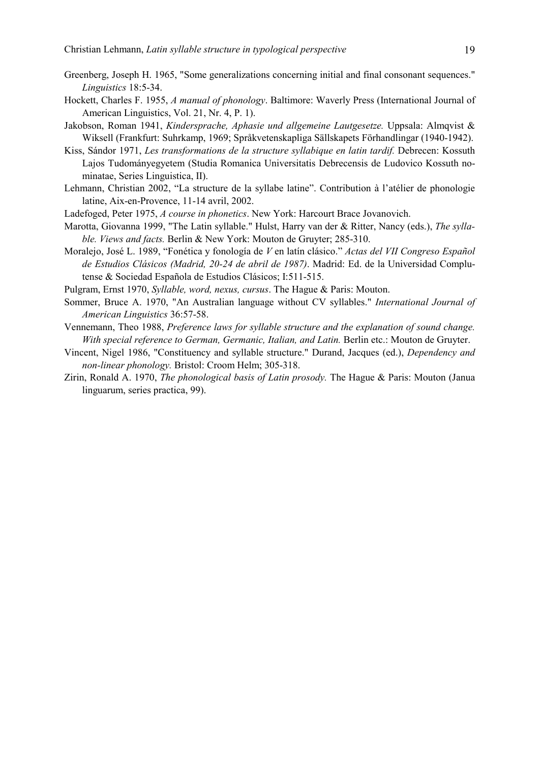Greenberg, Joseph H. 1965, "Some generalizations concerning initial and final consonant sequences." *Linguistics* 18:5-34.

Hockett, Charles F. 1955, *A manual of phonology*. Baltimore: Waverly Press (International Journal of American Linguistics, Vol. 21, Nr. 4, P. 1).

Jakobson, Roman 1941, *Kindersprache, Aphasie und allgemeine Lautgesetze.* Uppsala: Almqvist & Wiksell (Frankfurt: Suhrkamp, 1969; Språkvetenskapliga Sällskapets Förhandlingar (1940-1942).

Kiss, Sándor 1971, *Les transformations de la structure syllabique en latin tardif.* Debrecen: Kossuth Lajos Tudományegyetem (Studia Romanica Universitatis Debrecensis de Ludovico Kossuth nominatae, Series Linguistica, II).

Lehmann, Christian 2002, "La structure de la syllabe latine". Contribution à l'atélier de phonologie latine, Aix-en-Provence, 11-14 avril, 2002.

Ladefoged, Peter 1975, *A course in phonetics*. New York: Harcourt Brace Jovanovich.

Marotta, Giovanna 1999, "The Latin syllable." Hulst, Harry van der & Ritter, Nancy (eds.), *The syllable. Views and facts.* Berlin & New York: Mouton de Gruyter; 285-310.

Moralejo, José L. 1989, "Fonética y fonología de *V* en latín clásico." *Actas del VII Congreso Español de Estudios Clásicos (Madrid, 20-24 de abril de 1987)*. Madrid: Ed. de la Universidad Complutense & Sociedad Española de Estudios Clásicos; I:511-515.

Pulgram, Ernst 1970, *Syllable, word, nexus, cursus*. The Hague & Paris: Mouton.

Sommer, Bruce A. 1970, "An Australian language without CV syllables." *International Journal of American Linguistics* 36:57-58.

Vennemann, Theo 1988, *Preference laws for syllable structure and the explanation of sound change. With special reference to German, Germanic, Italian, and Latin.* Berlin etc.: Mouton de Gruyter.

Vincent, Nigel 1986, "Constituency and syllable structure." Durand, Jacques (ed.), *Dependency and non-linear phonology.* Bristol: Croom Helm; 305-318.

Zirin, Ronald A. 1970, *The phonological basis of Latin prosody.* The Hague & Paris: Mouton (Janua linguarum, series practica, 99).